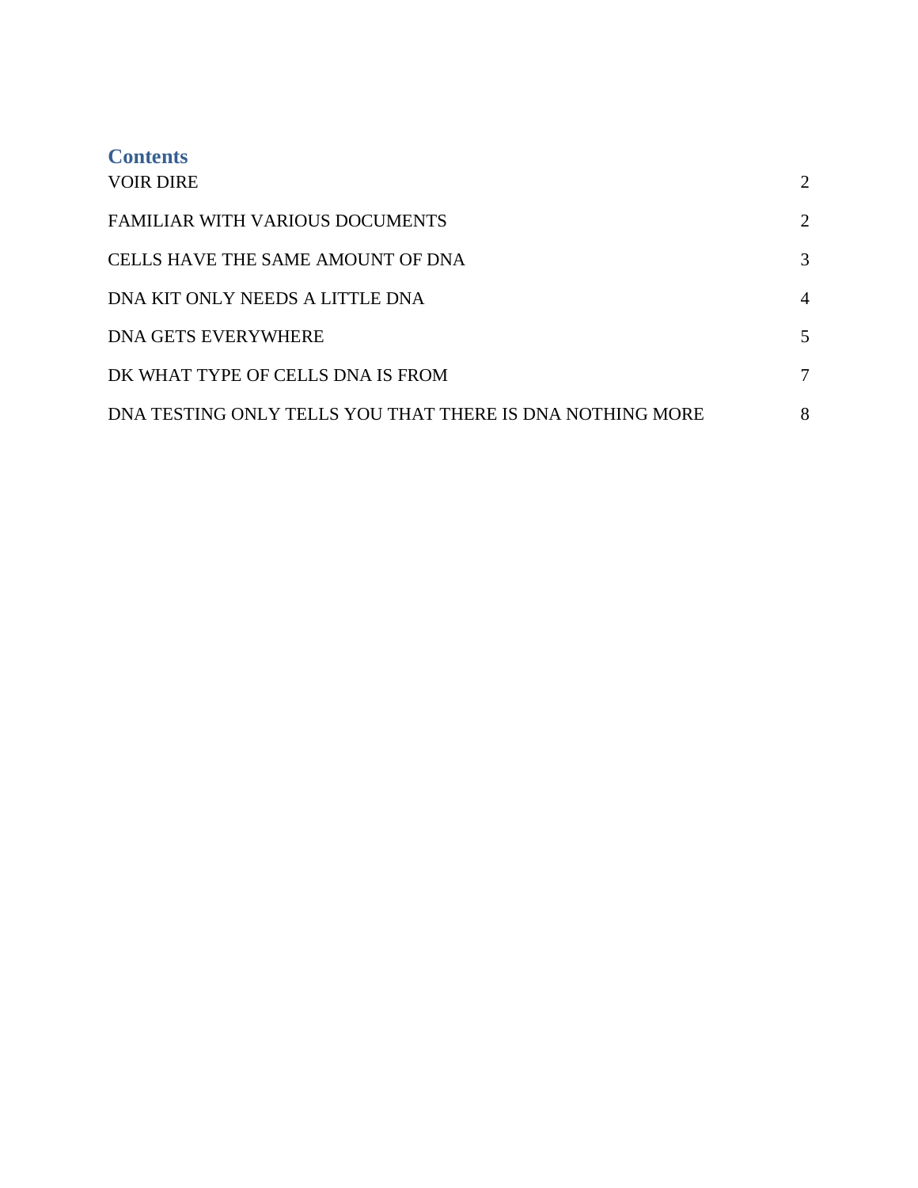## Contents

| | |
|---|---|
| VOIR DIRE | 2 |
| FAMILIAR WITH VARIOUS DOCUMENTS | 2 |
| CELLS HAVE THE SAME AMOUNT OF DNA | 3 |
| DNA KIT ONLY NEEDS A LITTLE DNA | 4 |
| DNA GETS EVERYWHERE | 5 |
| DK WHAT TYPE OF CELLS DNA IS FROM | 7 |
| DNA TESTING ONLY TELLS YOU THAT THERE IS DNA NOTHING MORE | 8 |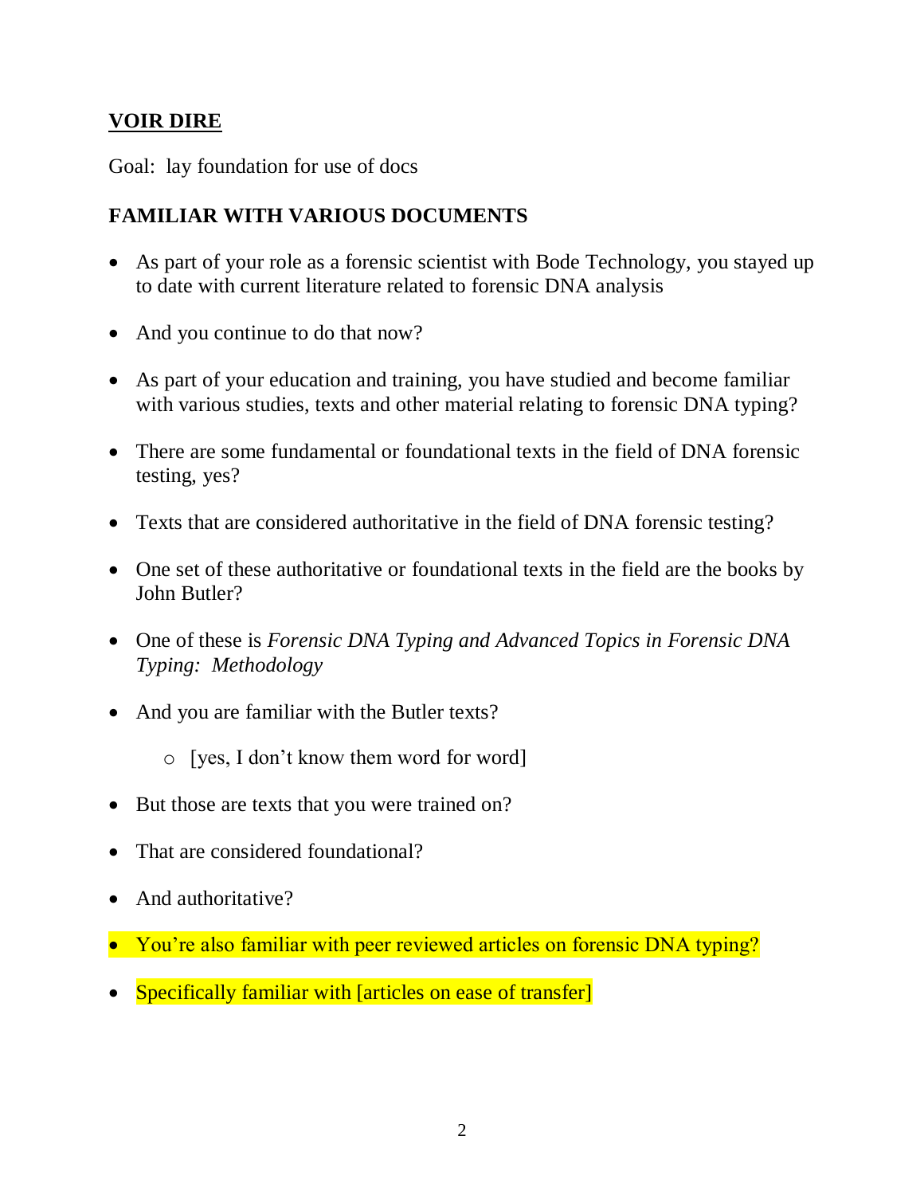## <u>VOIR DIRE</u>

Goal: lay foundation for use of docs

### FAMILIAR WITH VARIOUS DOCUMENTS

- As part of your role as a forensic scientist with Bode Technology, you stayed up to date with current literature related to forensic DNA analysis
- And you continue to do that now?
- As part of your education and training, you have studied and become familiar with various studies, texts and other material relating to forensic DNA typing?
- There are some fundamental or foundational texts in the field of DNA forensic testing, yes?
- Texts that are considered authoritative in the field of DNA forensic testing?
- One set of these authoritative or foundational texts in the field are the books by John Butler?
- One of these is *Forensic DNA Typing and Advanced Topics in Forensic DNA Typing: Methodology*
- And you are familiar with the Butler texts?
    - [yes, I don't know them word for word]
- But those are texts that you were trained on?
- That are considered foundational?
- And authoritative?
- You're also familiar with peer reviewed articles on forensic DNA typing?
- Specifically familiar with [articles on ease of transfer]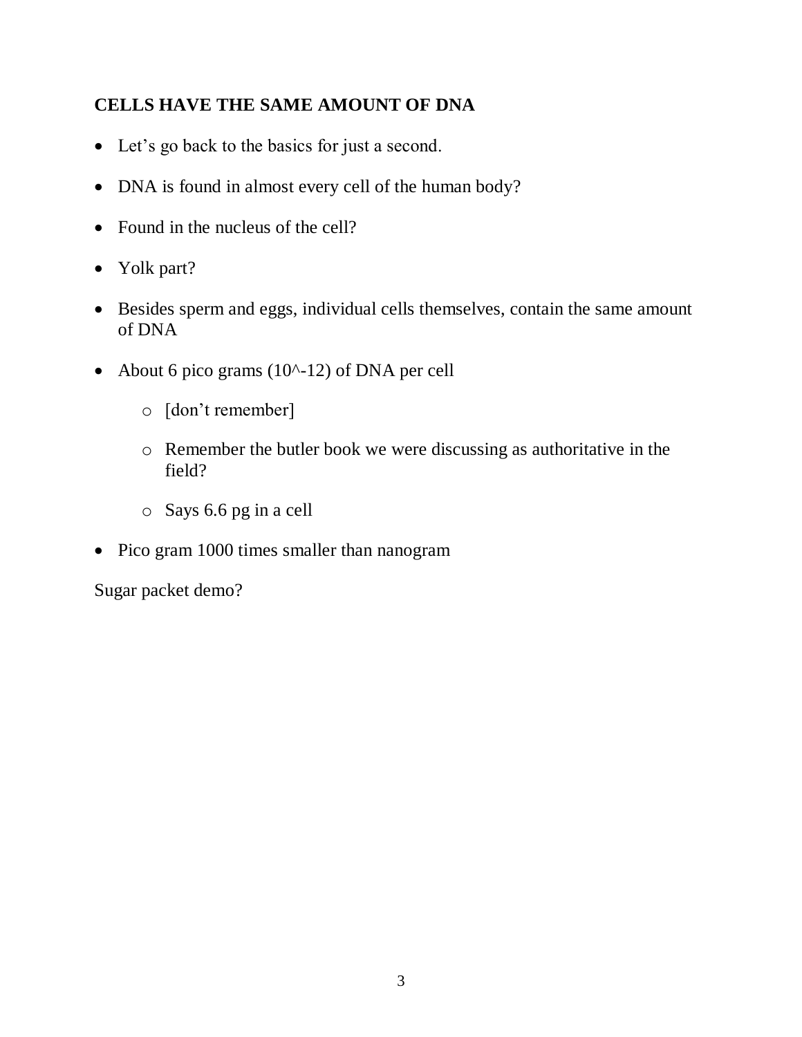**CELLS HAVE THE SAME AMOUNT OF DNA**

- Let's go back to the basics for just a second.
- DNA is found in almost every cell of the human body?
- Found in the nucleus of the cell?
- Yolk part?
- Besides sperm and eggs, individual cells themselves, contain the same amount of DNA
- About 6 pico grams ($10^{-12}$) of DNA per cell
    - [don't remember]
    - Remember the butler book we were discussing as authoritative in the field?
    - Says 6.6 pg in a cell
- Pico gram 1000 times smaller than nanogram

Sugar packet demo?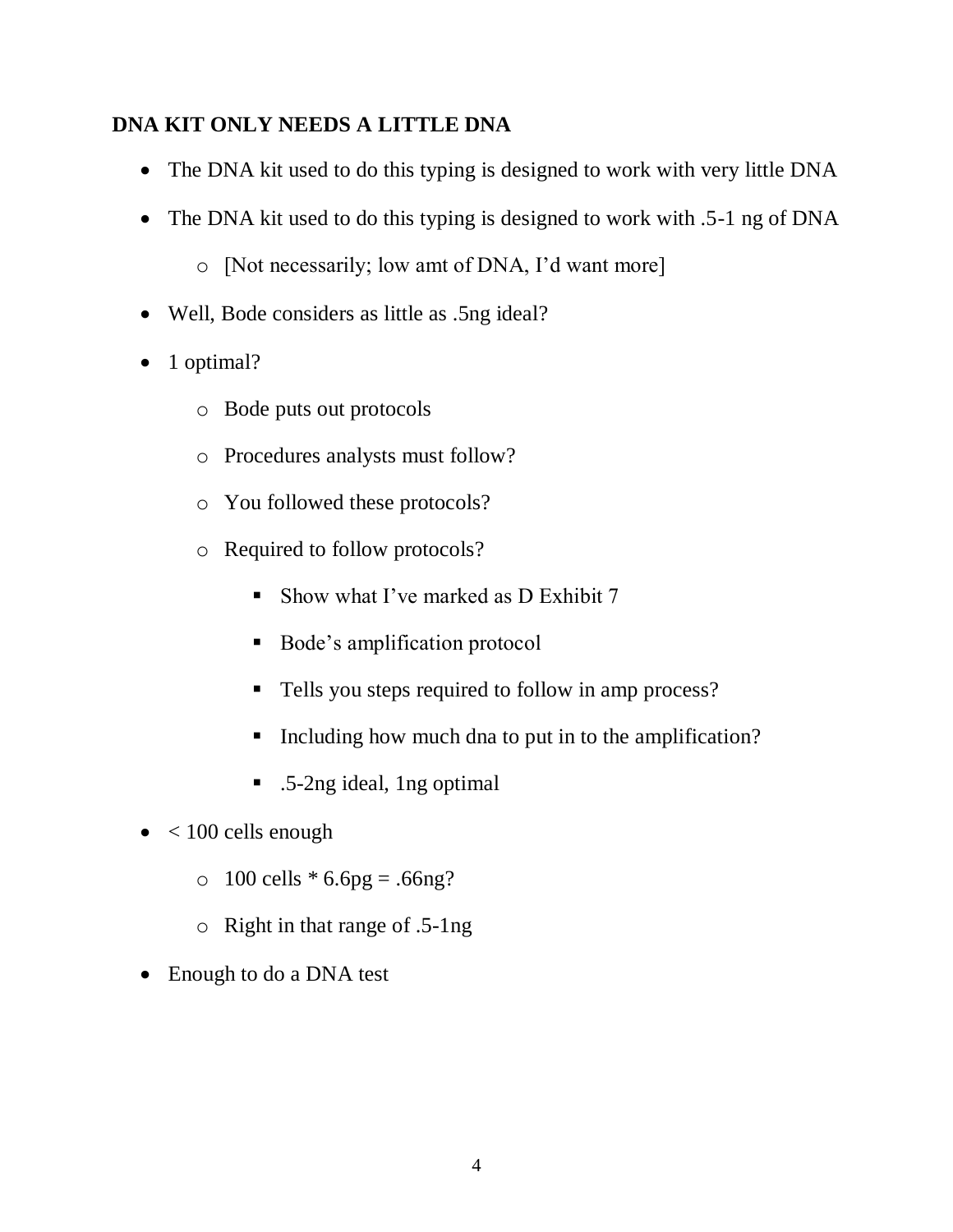**DNA KIT ONLY NEEDS A LITTLE DNA**

- The DNA kit used to do this typing is designed to work with very little DNA
- The DNA kit used to do this typing is designed to work with .5-1 ng of DNA
  - [Not necessarily; low amt of DNA, I'd want more]
- Well, Bode considers as little as .5ng ideal?
- 1 optimal?
  - Bode puts out protocols
  - Procedures analysts must follow?
  - You followed these protocols?
  - Required to follow protocols?
    - Show what I've marked as D Exhibit 7
    - Bode's amplification protocol
    - Tells you steps required to follow in amp process?
    - Including how much dna to put in to the amplification?
    - .5-2ng ideal, 1ng optimal
- < 100 cells enough
  - 100 cells * 6.6pg = .66ng?
  - Right in that range of .5-1ng
- Enough to do a DNA test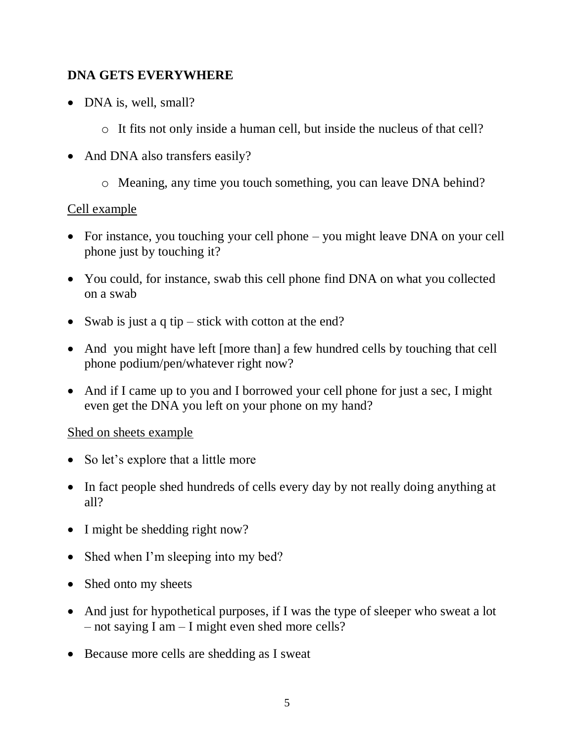**DNA GETS EVERYWHERE**

- DNA is, well, small?
    - It fits not only inside a human cell, but inside the nucleus of that cell?
- And DNA also transfers easily?
    - Meaning, any time you touch something, you can leave DNA behind?

Cell example

- For instance, you touching your cell phone – you might leave DNA on your cell phone just by touching it?
- You could, for instance, swab this cell phone find DNA on what you collected on a swab
- Swab is just a q tip – stick with cotton at the end?
- And you might have left [more than] a few hundred cells by touching that cell phone podium/pen/whatever right now?
- And if I came up to you and I borrowed your cell phone for just a sec, I might even get the DNA you left on your phone on my hand?

Shed on sheets example

- So let's explore that a little more
- In fact people shed hundreds of cells every day by not really doing anything at all?
- I might be shedding right now?
- Shed when I'm sleeping into my bed?
- Shed onto my sheets
- And just for hypothetical purposes, if I was the type of sleeper who sweat a lot – not saying I am – I might even shed more cells?
- Because more cells are shedding as I sweat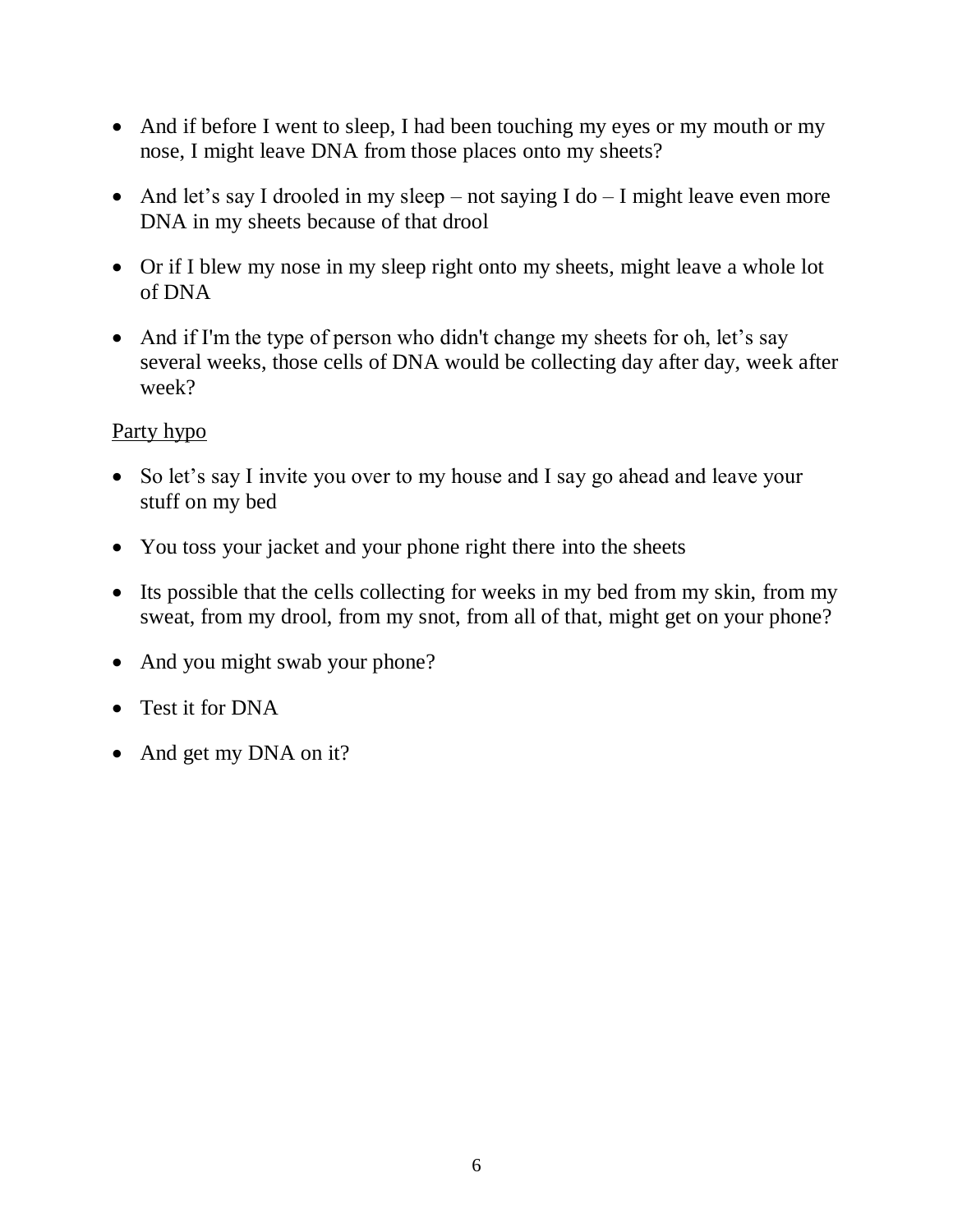- And if before I went to sleep, I had been touching my eyes or my mouth or my nose, I might leave DNA from those places onto my sheets?
- And let's say I drooled in my sleep – not saying I do – I might leave even more DNA in my sheets because of that drool
- Or if I blew my nose in my sleep right onto my sheets, might leave a whole lot of DNA
- And if I'm the type of person who didn't change my sheets for oh, let's say several weeks, those cells of DNA would be collecting day after day, week after week?

<u>Party hypo</u>

- So let's say I invite you over to my house and I say go ahead and leave your stuff on my bed
- You toss your jacket and your phone right there into the sheets
- Its possible that the cells collecting for weeks in my bed from my skin, from my sweat, from my drool, from my snot, from all of that, might get on your phone?
- And you might swab your phone?
- Test it for DNA
- And get my DNA on it?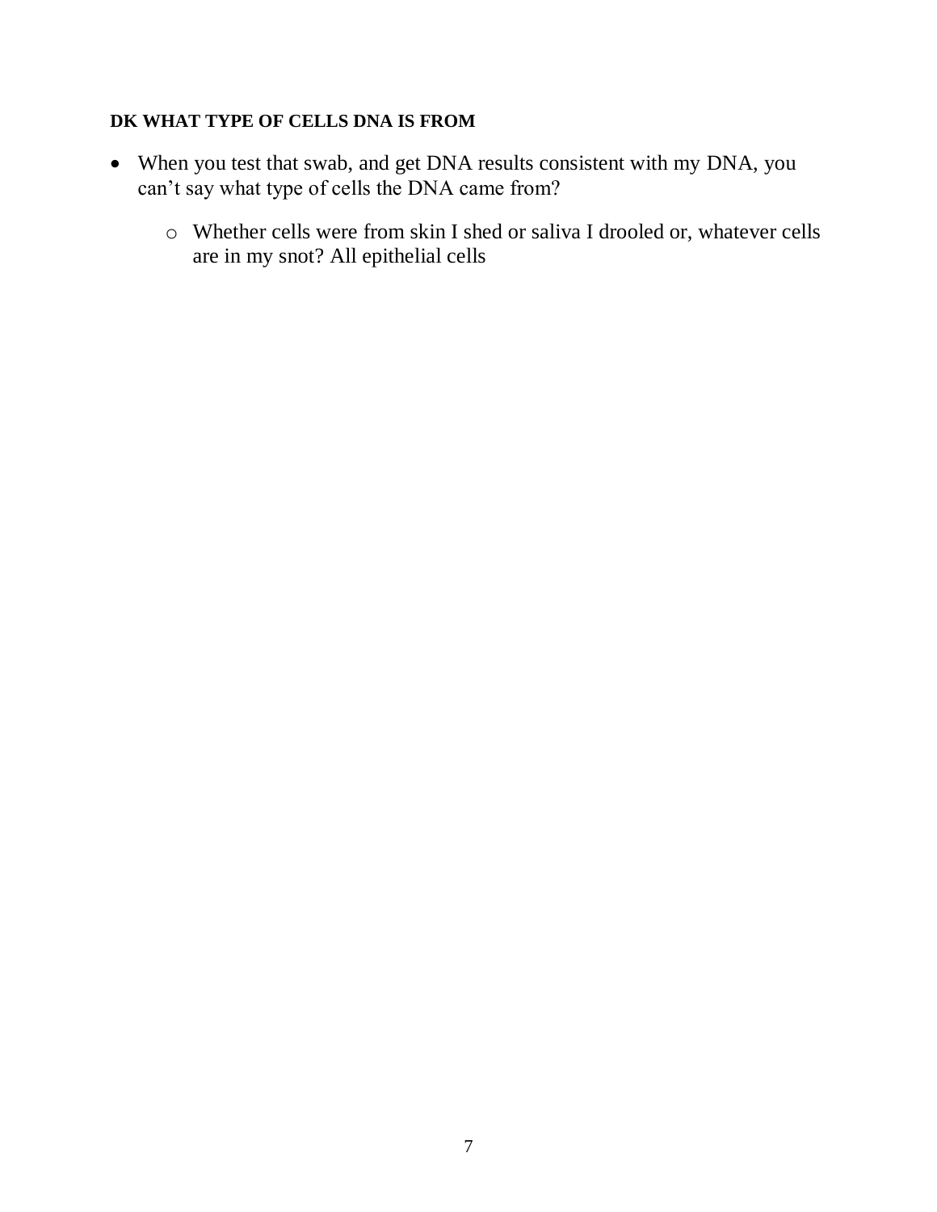**DK WHAT TYPE OF CELLS DNA IS FROM**

- When you test that swab, and get DNA results consistent with my DNA, you can't say what type of cells the DNA came from?
  - Whether cells were from skin I shed or saliva I drooled or, whatever cells are in my snot? All epithelial cells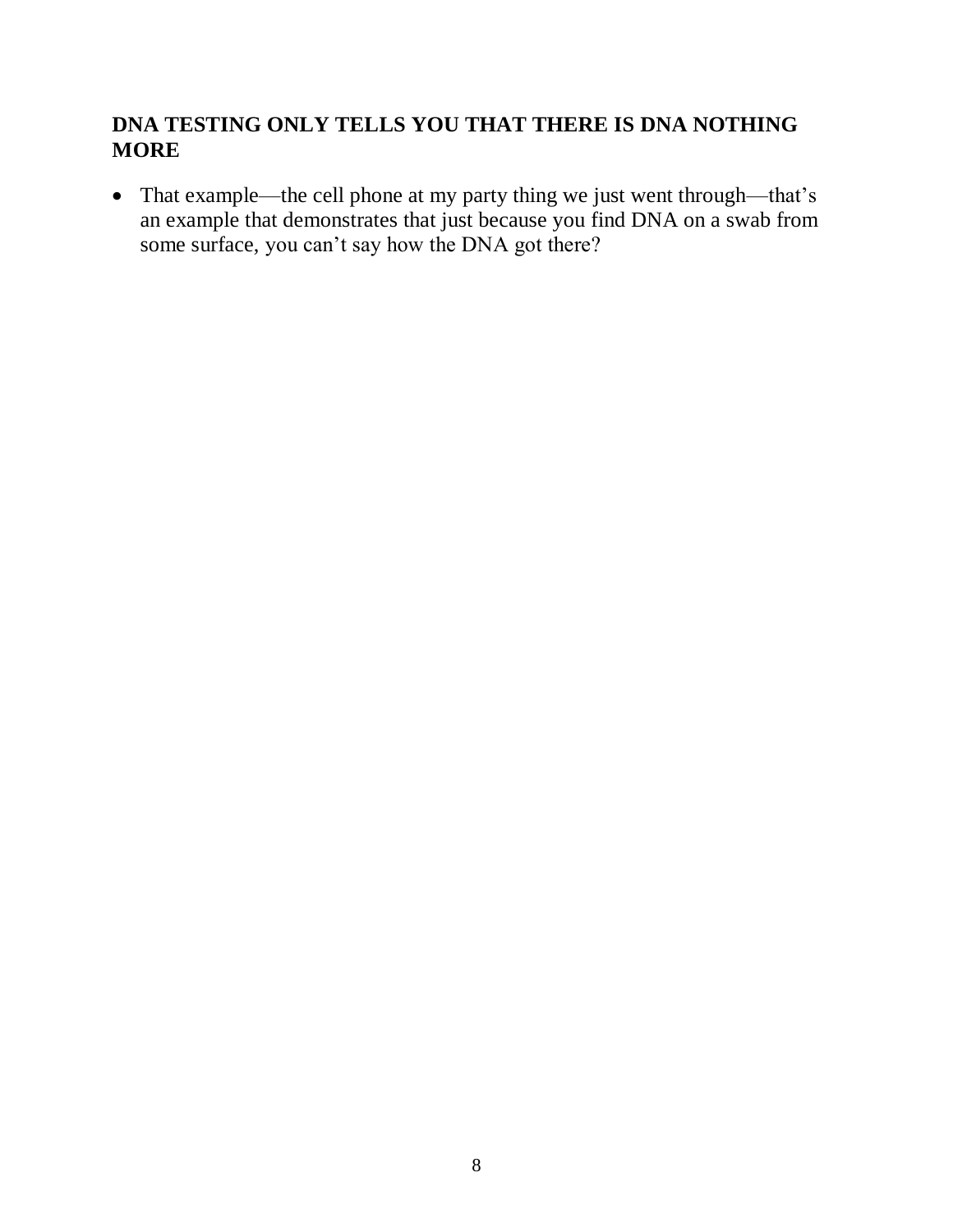## DNA TESTING ONLY TELLS YOU THAT THERE IS DNA NOTHING MORE

- That example—the cell phone at my party thing we just went through—that's an example that demonstrates that just because you find DNA on a swab from some surface, you can't say how the DNA got there?